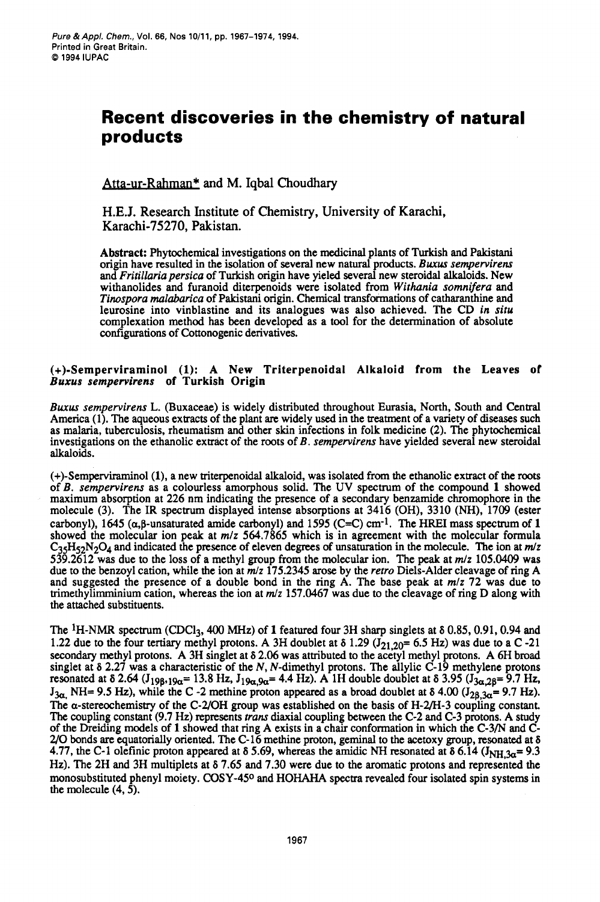# Recent discoveries in the chemistry of natural products

Atta-ur-Rahman* and M. Iqbal Choudhary

H.E.J. Research Institute of Chemistry, University of Karachi, Karachi-75270, Pakistan.

**Abstract:** Phytochemical investigations on the medicinal plants of Turkish and Pakistani origin have resulted in the isolation of several new natural products. *Buxus sempervirens* and *Fritillaria persica* of Turkish origin have yielded several new steroidal alkaloids. New withanolides and furanoid diterpenoids were isolated from *Withania somnifera* and *Tinospora malabarica* of Pakistani origin. Chemical transformations of catharanthine and leurosine into vinblastine and its analogues was also achieved. The CD *in situ* complexation method has been developed as a tool for the determination of absolute configurations of Cottonogenic derivatives.

## (+)-Semperviraminol (1): A New Triterpenoidal Alkaloid from the Leaves of *Buxus sempervirens* of Turkish Origin

*Buxus sempervirens* L. (Buxaceae) is widely distributed throughout Eurasia, North, South and Central America (1). The aqueous extracts of the plant are widely used in the treatment of a variety of diseases such as malaria, tuberculosis, rheumatism and other skin infections in folk medicine (2). The phytochemical investigations on the ethanolic extract of the roots of *B. sempervirens* have yielded several new steroidal alkaloids.

(+)-Semperviraminol (1), a new triterpenoidal alkaloid, was isolated from the ethanolic extract of the roots of *B. sempervirens* as a colourless amorphous solid. The UV spectrum of the compound 1 showed maximum absorption at 226 nm indicating the presence of a secondary benzamide chromophore in the molecule (3). The IR spectrum displayed intense absorptions at 3416 (OH), 3310 (NH), 1709 (ester carbonyl), 1645 (α,β-unsaturated amide carbonyl) and 1595 (C=C) $cm^{-1}$. The HREI mass spectrum of 1 showed the molecular ion peak at $m/z$ 564.7865 which is in agreement with the molecular formula $C_{35}H_{52}N_2O_4$ and indicated the presence of eleven degrees of unsaturation in the molecule. The ion at $m/z$ 539.2612 was due to the loss of a methyl group from the molecular ion. The peak at $m/z$ 105.0409 was due to the benzoyl cation, while the ion at $m/z$ 175.2345 arose by the *retro* Diels-Alder cleavage of ring A and suggested the presence of a double bond in the ring A. The base peak at $m/z$ 72 was due to trimethylimminium cation, whereas the ion at $m/z$ 157.0467 was due to the cleavage of ring D along with the attached substituents.

The $^1$H-NMR spectrum ($CDCl_3$, 400 MHz) of 1 featured four 3H sharp singlets at δ 0.85, 0.91, 0.94 and 1.22 due to the four tertiary methyl protons. A 3H doublet at δ 1.29 ($J_{21,20}$= 6.5 Hz) was due to a C -21 secondary methyl protons. A 3H singlet at δ 2.06 was attributed to the acetyl methyl protons. A 6H broad singlet at δ 2.27 was a characteristic of the *N, N*-dimethyl protons. The allylic C-19 methylene protons resonated at δ 2.64 ($J_{19\beta,19\alpha}$= 13.8 Hz, $J_{19\alpha,9\alpha}$= 4.4 Hz). A 1H double doublet at δ 3.95 ($J_{3\alpha,2\beta}$= 9.7 Hz, $J_{3\alpha,}$ NH= 9.5 Hz), while the C -2 methine proton appeared as a broad doublet at δ 4.00 ($J_{2\beta,3\alpha}$= 9.7 Hz). The α-stereochemistry of the C-2/OH group was established on the basis of H-2/H-3 coupling constant. The coupling constant (9.7 Hz) represents *trans* diaxial coupling between the C-2 and C-3 protons. A study of the Dreiding models of 1 showed that ring A exists in a chair conformation in which the C-3/N and C-2/O bonds are equatorially oriented. The C-16 methine proton, geminal to the acetoxy group, resonated at δ 4.77, the C-1 olefinic proton appeared at δ 5.69, whereas the amidic NH resonated at δ 6.14 ($J_{NH,3\alpha}$= 9.3 Hz). The 2H and 3H multiplets at δ 7.65 and 7.30 were due to the aromatic protons and represented the monosubstituted phenyl moiety. COSY-45° and HOHAHA spectra revealed four isolated spin systems in the molecule (4, 5).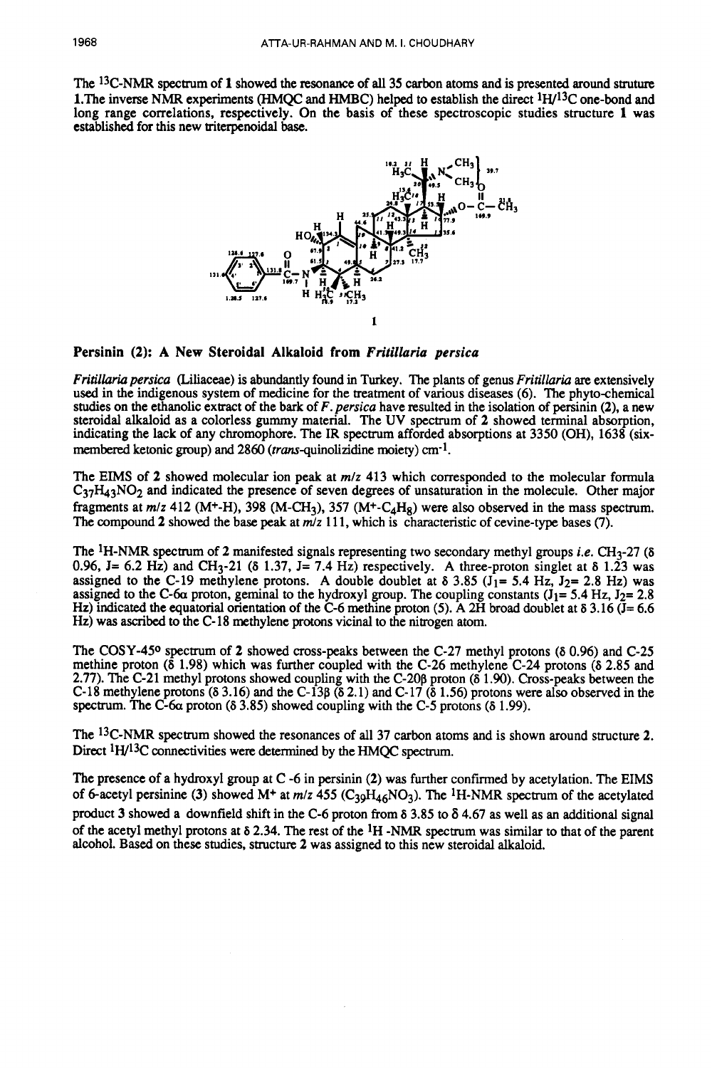The $^{13}$C-NMR spectrum of **1** showed the resonance of all 35 carbon atoms and is presented around struture **1**.The inverse NMR experiments (HMQC and HMBC) helped to establish the direct $^1H/^{13}C$ one-bond and long range correlations, respectively. On the basis of these spectroscopic studies structure **1** was established for this new triterpenoidal base.

**1**

### Persinin (2): A New Steroidal Alkaloid from *Fritillaria persica*

*Fritillaria persica* (Liliaceae) is abundantly found in Turkey. The plants of genus *Fritillaria* are extensively used in the indigenous system of medicine for the treatment of various diseases (6). The phyto-chemical studies on the ethanolic extract of the bark of *F. persica* have resulted in the isolation of persinin (**2**), a new steroidal alkaloid as a colorless gummy material. The UV spectrum of **2** showed terminal absorption, indicating the lack of any chromophore. The IR spectrum afforded absorptions at 3350 (OH), 1638 (six-membered ketonic group) and 2860 (*trans*-quinolizidine moiety) cm$^{-1}$.

The EIMS of **2** showed molecular ion peak at *m/z* 413 which corresponded to the molecular formula $C_{37}H_{43}NO_2$ and indicated the presence of seven degrees of unsaturation in the molecule. Other major fragments at *m/z* 412 ($M^+$-H), 398 (M-$CH_3$), 357 ($M^+$-$C_4H_8$) were also observed in the mass spectrum. The compound **2** showed the base peak at *m/z* 111, which is characteristic of cevine-type bases (7).

The $^1$H-NMR spectrum of **2** manifested signals representing two secondary methyl groups *i.e.* $CH_3$-27 (δ 0.96, J= 6.2 Hz) and $CH_3$-21 (δ 1.37, J= 7.4 Hz) respectively. A three-proton singlet at δ 1.23 was assigned to the C-19 methylene protons. A double doublet at δ 3.85 ($J_1$= 5.4 Hz, $J_2$= 2.8 Hz) was assigned to the C-6α proton, geminal to the hydroxyl group. The coupling constants ($J_1$= 5.4 Hz, $J_2$= 2.8 Hz) indicated the equatorial orientation of the C-6 methine proton (5). A 2H broad doublet at δ 3.16 (J= 6.6 Hz) was ascribed to the C-18 methylene protons vicinal to the nitrogen atom.

The COSY-45° spectrum of **2** showed cross-peaks between the C-27 methyl protons (δ 0.96) and C-25 methine proton (δ 1.98) which was further coupled with the C-26 methylene C-24 protons (δ 2.85 and 2.77). The C-21 methyl protons showed coupling with the C-20β proton (δ 1.90). Cross-peaks between the C-18 methylene protons (δ 3.16) and the C-13β (δ 2.1) and C-17 (δ 1.56) protons were also observed in the spectrum. The C-6α proton (δ 3.85) showed coupling with the C-5 protons (δ 1.99).

The $^{13}$C-NMR spectrum showed the resonances of all 37 carbon atoms and is shown around structure **2**. Direct $^1H/^{13}C$ connectivities were determined by the HMQC spectrum.

The presence of a hydroxyl group at C -6 in persinin (**2**) was further confirmed by acetylation. The EIMS of 6-acetyl persinine (**3**) showed $M^+$ at *m/z* 455 ($C_{39}H_{46}NO_3$). The $^1$H-NMR spectrum of the acetylated product **3** showed a downfield shift in the C-6 proton from δ 3.85 to δ 4.67 as well as an additional signal of the acetyl methyl protons at δ 2.34. The rest of the $^1$H -NMR spectrum was similar to that of the parent alcohol. Based on these studies, structure **2** was assigned to this new steroidal alkaloid.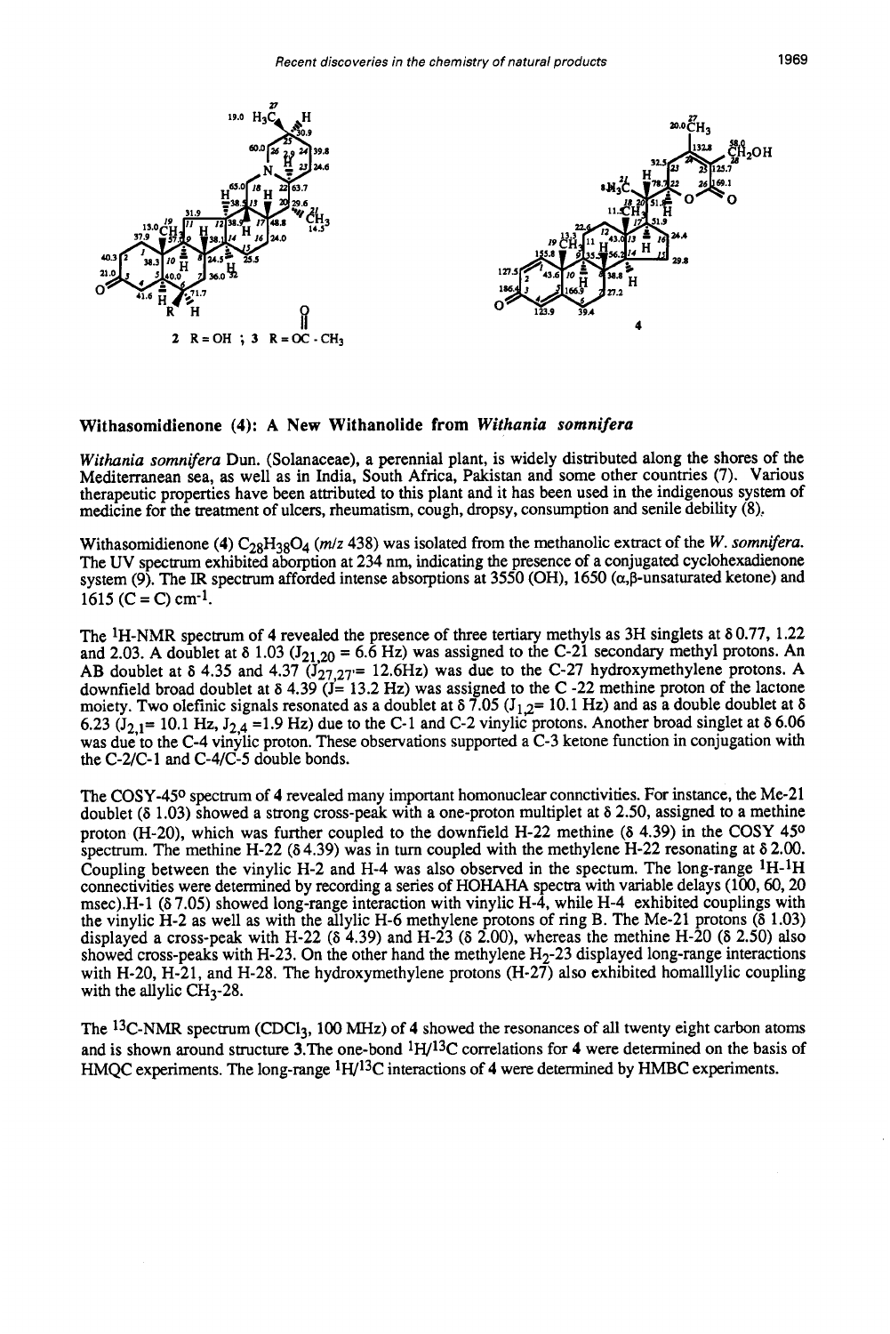2 R = OH ; 3 R = OC - CH₃

4

## Withasomidienone (4): A New Withanolide from *Withania somnifera*

*Withania somnifera* Dun. (Solanaceae), a perennial plant, is widely distributed along the shores of the Mediterranean sea, as well as in India, South Africa, Pakistan and some other countries (7). Various therapeutic properties have been attributed to this plant and it has been used in the indigenous system of medicine for the treatment of ulcers, rheumatism, cough, dropsy, consumption and senile debility (8).

Withasomidienone (4) $C_{28}H_{38}O_4$ (*m/z* 438) was isolated from the methanolic extract of the *W. somnifera*. The UV spectrum exhibited abortion at 234 nm, indicating the presence of a conjugated cyclohexadienone system (9). The IR spectrum afforded intense absorptions at 3550 (OH), 1650 (α,β-unsaturated ketone) and 1615 (C = C) $cm^{-1}$.

The $^1H$-NMR spectrum of 4 revealed the presence of three tertiary methyls as 3H singlets at δ 0.77, 1.22 and 2.03. A doublet at δ 1.03 ($J_{21,20}$ = 6.6 Hz) was assigned to the C-21 secondary methyl protons. An AB doublet at δ 4.35 and 4.37 ($J_{27,27'}$ = 12.6Hz) was due to the C-27 hydroxymethylene protons. A downfield broad doublet at δ 4.39 (J= 13.2 Hz) was assigned to the C -22 methine proton of the lactone moiety. Two olefinic signals resonated as a doublet at δ 7.05 ($J_{1,2}$= 10.1 Hz) and as a double doublet at δ 6.23 ($J_{2,1}$= 10.1 Hz, $J_{2,4}$ =1.9 Hz) due to the C-1 and C-2 vinylic protons. Another broad singlet at δ 6.06 was due to the C-4 vinylic proton. These observations supported a C-3 ketone function in conjugation with the C-2/C-1 and C-4/C-5 double bonds.

The COSY-45° spectrum of 4 revealed many important homonuclear connctivities. For instance, the Me-21 doublet (δ 1.03) showed a strong cross-peak with a one-proton multiplet at δ 2.50, assigned to a methine proton (H-20), which was further coupled to the downfield H-22 methine (δ 4.39) in the COSY 45° spectrum. The methine H-22 (δ 4.39) was in turn coupled with the methylene H-22 resonating at δ 2.00. Coupling between the vinylic H-2 and H-4 was also observed in the spectrum. The long-range $^1H$-$^1H$ connectivities were determined by recording a series of HOHAHA spectra with variable delays (100, 60, 20 msec).H-1 (δ 7.05) showed long-range interaction with vinylic H-4, while H-4 exhibited couplings with the vinylic H-2 as well as with the allylic H-6 methylene protons of ring B. The Me-21 protons (δ 1.03) displayed a cross-peak with H-22 (δ 4.39) and H-23 (δ 2.00), whereas the methine H-20 (δ 2.50) also showed cross-peaks with H-23. On the other hand the methylene $H_2$-23 displayed long-range interactions with H-20, H-21, and H-28. The hydroxymethylene protons (H-27) also exhibited homalllylic coupling with the allylic $CH_3$-28.

The $^{13}C$-NMR spectrum ($CDCl_3$, 100 MHz) of 4 showed the resonances of all twenty eight carbon atoms and is shown around structure 3.The one-bond $^1H$/$^{13}C$ correlations for 4 were determined on the basis of HMQC experiments. The long-range $^1H$/$^{13}C$ interactions of 4 were determined by HMBC experiments.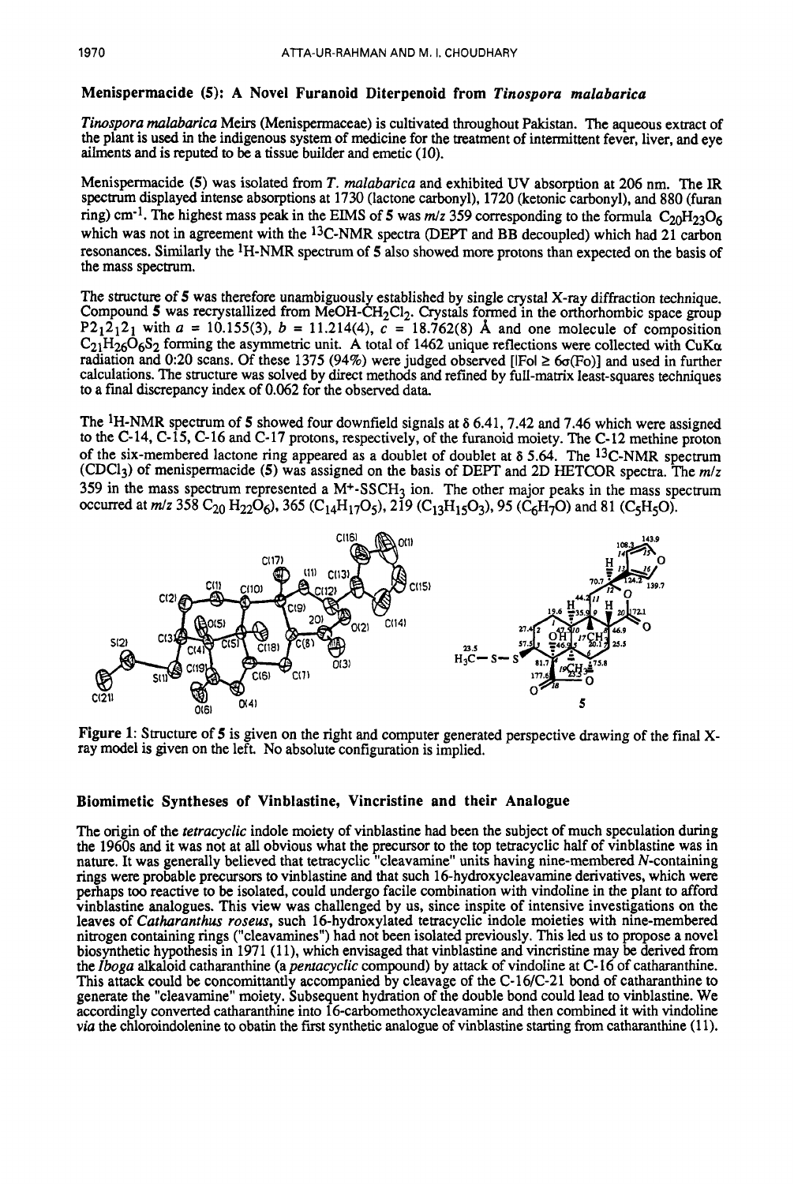## Menispermacide (5): A Novel Furanoid Diterpenoid from *Tinospora malabarica*

*Tinospora malabarica* Meirs (Menispermaceae) is cultivated throughout Pakistan. The aqueous extract of the plant is used in the indigenous system of medicine for the treatment of intermittent fever, liver, and eye ailments and is reputed to be a tissue builder and emetic (10).

Menispermacide (5) was isolated from *T. malabarica* and exhibited UV absorption at 206 nm. The IR spectrum displayed intense absorptions at 1730 (lactone carbonyl), 1720 (ketonic carbonyl), and 880 (furan ring) $cm^{-1}$. The highest mass peak in the EIMS of 5 was $m/z$ 359 corresponding to the formula $C_{20}H_{23}O_6$ which was not in agreement with the $^{13}C$-NMR spectra (DEPT and BB decoupled) which had 21 carbon resonances. Similarly the $^1H$-NMR spectrum of 5 also showed more protons than expected on the basis of the mass spectrum.

The structure of 5 was therefore unambiguously established by single crystal X-ray diffraction technique. Compound 5 was recrystallized from MeOH-$CH_2Cl_2$. Crystals formed in the orthorhombic space group $P2_12_12_1$ with $a$ = 10.155(3), $b$ = 11.214(4), $c$ = 18.762(8) Å and one molecule of composition $C_{21}H_{26}O_6S_2$ forming the asymmetric unit. A total of 1462 unique reflections were collected with CuKα radiation and 0:20 scans. Of these 1375 (94%) were judged observed [$|Fo| \geq 6\sigma(Fo)$] and used in further calculations. The structure was solved by direct methods and refined by full-matrix least-squares techniques to a final discrepancy index of 0.062 for the observed data.

The $^1H$-NMR spectrum of 5 showed four downfield signals at δ 6.41, 7.42 and 7.46 which were assigned to the C-14, C-15, C-16 and C-17 protons, respectively, of the furanoid moiety. The C-12 methine proton of the six-membered lactone ring appeared as a doublet of doublet at δ 5.64. The $^{13}C$-NMR spectrum ($CDCl_3$) of menispermacide (5) was assigned on the basis of DEPT and 2D HETCOR spectra. The $m/z$ 359 in the mass spectrum represented a $M^+$-$SSCH_3$ ion. The other major peaks in the mass spectrum occurred at $m/z$ 358 $C_{20}H_{22}O_6$), 365 ($C_{14}H_{17}O_5$), 219 ($C_{13}H_{15}O_3$), 95 ($C_6H_7O$) and 81 ($C_5H_5O$).

Figure 1: Structure of 5 is given on the right and computer generated perspective drawing of the final X-ray model is given on the left. No absolute configuration is implied.

## Biomimetic Syntheses of Vinblastine, Vincristine and their Analogue

The origin of the *tetracyclic* indole moiety of vinblastine had been the subject of much speculation during the 1960s and it was not at all obvious what the precursor to the top tetracyclic half of vinblastine was in nature. It was generally believed that tetracyclic "cleavamine" units having nine-membered *N*-containing rings were probable precursors to vinblastine and that such 16-hydroxycleavamine derivatives, which were perhaps too reactive to be isolated, could undergo facile combination with vindoline in the plant to afford vinblastine analogues. This view was challenged by us, since inspite of intensive investigations on the leaves of *Catharanthus roseus*, such 16-hydroxylated tetracyclic indole moieties with nine-membered nitrogen containing rings ("cleavamines") had not been isolated previously. This led us to propose a novel biosynthetic hypothesis in 1971 (11), which envisaged that vinblastine and vincristine may be derived from the *Iboga* alkaloid catharanthine (a *pentacyclic* compound) by attack of vindoline at C-16 of catharanthine. This attack could be concomittantly accompanied by cleavage of the C-16/C-21 bond of catharanthine to generate the "cleavamine" moiety. Subsequent hydration of the double bond could lead to vinblastine. We accordingly converted catharanthine into 16-carbomethoxycleavamine and then combined it with vindoline *via* the chloroindolenine to obatin the first synthetic analogue of vinblastine starting from catharanthine (11).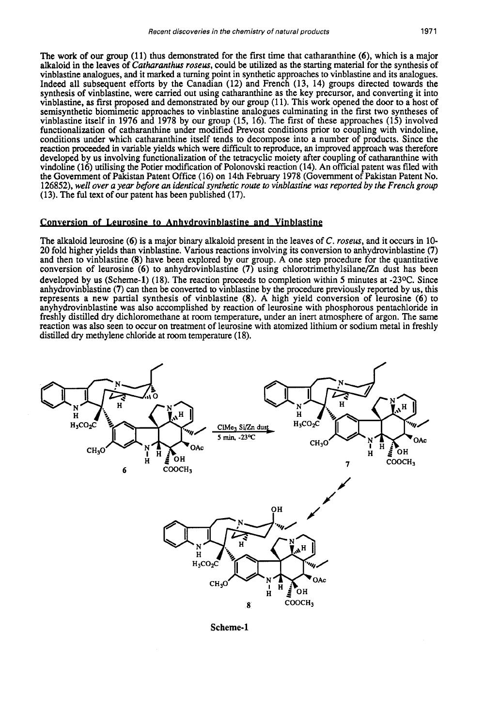The work of our group (11) thus demonstrated for the first time that catharanthine (6), which is a major alkaloid in the leaves of *Catharanthus roseus*, could be utilized as the starting material for the synthesis of vinblastine analogues, and it marked a turning point in synthetic approaches to vinblastine and its analogues. Indeed all subsequent efforts by the Canadian (12) and French (13, 14) groups directed towards the synthesis of vinblastine, were carried out using catharanthine as the key precursor, and converting it into vinblastine, as first proposed and demonstrated by our group (11). This work opened the door to a host of semisynthetic biomimetic approaches to vinblastine analogues culminating in the first two syntheses of vinblastine itself in 1976 and 1978 by our group (15, 16). The first of these approaches (15) involved functionalization of catharanthine under modified Prevost conditions prior to coupling with vindoline, conditions under which catharanthine itself tends to decompose into a number of products. Since the reaction proceeded in variable yields which were difficult to reproduce, an improved approach was therefore developed by us involving functionalization of the tetracyclic moiety after coupling of catharanthine with vindoline (16) utilising the Potier modification of Polonovski reaction (14). An official patent was filed with the Government of Pakistan Patent Office (16) on 14th February 1978 (Government of Pakistan Patent No. 126852), *well over a year before an identical synthetic route to vinblastine was reported by the French group* (13). The ful text of our patent has been published (17).

## Conversion of Leurosine to Anhydrovinblastine and Vinblastine

The alkaloid leurosine (6) is a major binary alkaloid present in the leaves of *C. roseus*, and it occurs in 10-20 fold higher yields than vinblastine. Various reactions involving its conversion to anhydrovinblastine (7) and then to vinblastine (8) have been explored by our group. A one step procedure for the quantitative conversion of leurosine (6) to anhydrovinblastine (7) using chlorotrimethylsilane/Zn dust has been developed by us (Scheme-1) (18). The reaction proceeds to completion within 5 minutes at -23°C. Since anhydrovinblastine (7) can then be converted to vinblastine by the procedure previously reported by us, this represents a new partial synthesis of vinblastine (8). A high yield conversion of leurosine (6) to anyhydrovinblastine was also accomplished by reaction of leurosine with phosphorous pentachloride in freshly distilled dry dichloromethane at room temperature, under an inert atmosphere of argon. The same reaction was also seen to occur on treatment of leurosine with atomized lithium or sodium metal in freshly distilled dry methylene chloride at room temperature (18).

6 → ($ClMe_3Si$/Zn dust, 5 min, -23°C) → 7 → 8

Scheme-1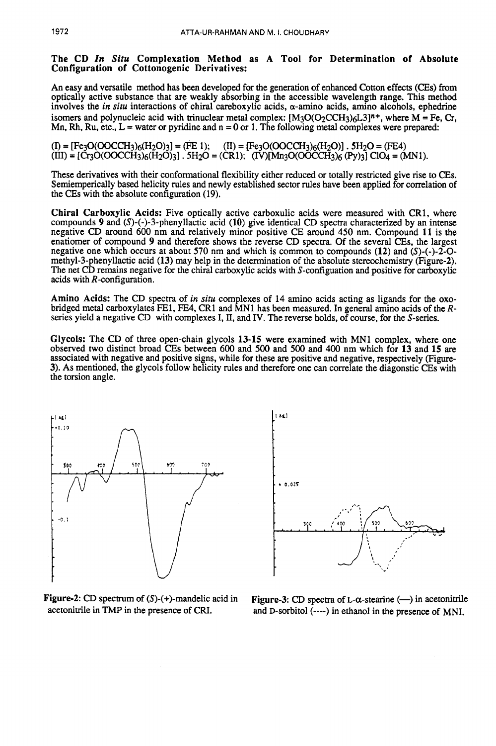### The CD *In Situ* Complexation Method as A Tool for Determination of Absolute Configuration of Cottonogenic Derivatives:

An easy and versatile method has been developed for the generation of enhanced Cotton effects (CEs) from optically active substance that are weakly absorbing in the accessible wavelength range. This method involves the *in situ* interactions of chiral careboxylic acids, α-amino acids, amino alcohols, ephedrine isomers and polynucleic acid with trinuclear metal complex: $[M_3O(O_2CCH_3)_6L_3]^{n+}$, where M = Fe, Cr, Mn, Rh, Ru, etc., L = water or pyridine and n = 0 or 1. The following metal complexes were prepared:

(I) = $[Fe_3O(OOCCH_3)_6(H_2O)_3]$ = (FE 1); (II) = $[Fe_3O(OOCCH_3)_6(H_2O)] . 5H_2O$ = (FE4)
(III) = $[Cr_3O(OOCCH_3)_6(H_2O)_3] . 5H_2O$ = (CR1); (IV)$[Mn_3O(OOCCH_3)_6(Py)_3] ClO_4$ = (MN1).

These derivatives with their conformational flexibility either reduced or totally restricted give rise to CEs. Semiempericaly based helicity rules and newly established sector rules have been applied for correlation of the CEs with the absolute configuration (19).

**Chiral Carboxylic Acids:** Five optically active carboxulic acids were measured with CR1, where compounds **9** and (*S*)-(-)-3-phenyllactic acid (**10**) give identical CD spectra characterized by an intense negative CD around 600 nm and relatively minor positive CE around 450 nm. Compound **11** is the enatiomer of compound **9** and therefore shows the reverse CD spectra. Of the several CEs, the largest negative one which occurs at about 570 nm and which is common to compounds (**12**) and (*S*)-(-)-2-O-methyl-3-phenyllactic acid (**13**) may help in the determination of the absolute stereochemistry (Figure-2). The net CD remains negative for the chiral carboxylic acids with *S*-configuation and positive for carboxylic acids with *R*-configuration.

**Amino Acids:** The CD spectra of *in situ* complexes of 14 amino acids acting as ligands for the oxo-bridged metal carboxylates FE1, FE4, CR1 and MN1 has been measured. In general amino acids of the *R*-series yield a negative CD with complexes I, II, and IV. The reverse holds, of course, for the *S*-series.

**Glycols:** The CD of three open-chain glycols **13-15** were examined with MN1 complex, where one observed two distinct broad CEs between 600 and 500 and 500 and 400 nm which for **13** and **15** are associated with negative and positive signs, while for these are positive and negative, respectively (Figure-3). As mentioned, the glycols follow helicity rules and therefore one can correlate the diagonstic CEs with the torsion angle.

Figure-2: CD spectrum of (*S*)-(+)-mandelic acid in acetonitrile in TMP in the presence of CRI.

Figure-3: CD spectra of L-α-stearine (—) in acetonitrile and D-sorbitol (----) in ethanol in the presence of MNI.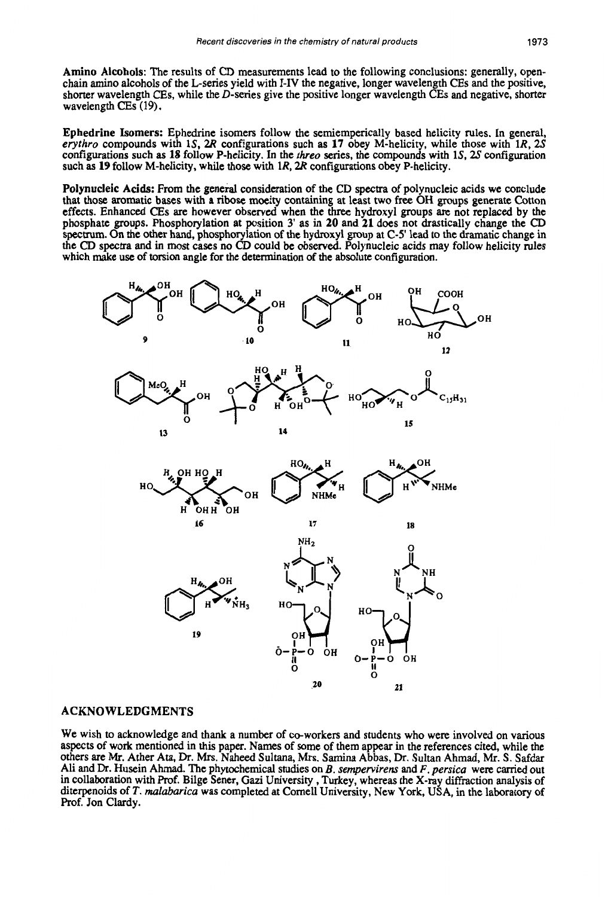**Amino Alcohols:** The results of CD measurements lead to the following conclusions: generally, open-chain amino alcohols of the L-series yield with I-IV the negative, longer wavelength CEs and the positive, shorter wavelength CEs, while the *D*-series give the positive longer wavelength CEs and negative, shorter wavelength CEs (19).

**Ephedrine Isomers:** Ephedrine isomers follow the semiempercially based helicity rules. In general, *erythro* compounds with 1*S*, 2*R* configurations such as **17** obey M-helicity, while those with 1*R*, 2*S* configurations such as **18** follow P-helicity. In the *threo* series, the compounds with 1*S*, 2*S* configuration such as **19** follow M-helicity, while those with 1*R*, 2*R* configurations obey P-helicity.

**Polynucleic Acids:** From the general consideration of the CD spectra of polynucleic acids we conclude that those aromatic bases with a ribose moeity containing at least two free OH groups generate Cotton effects. Enhanced CEs are however observed when the three hydroxyl groups are not replaced by the phosphate groups. Phosphorylation at position 3' as in **20** and **21** does not drastically change the CD spectrum. On the other hand, phosphorylation of the hydroxyl group at C-5' lead to the dramatic change in the CD spectra and in most cases no CD could be observed. Polynucleic acids may follow helicity rules which make use of torsion angle for the determination of the absolute configuration.

## ACKNOWLEDGMENTS

We wish to acknowledge and thank a number of co-workers and students who were involved on various aspects of work mentioned in this paper. Names of some of them appear in the references cited, while the others are Mr. Ather Ata, Dr. Mrs. Naheed Sultana, Mrs. Samina Abbas, Dr. Sultan Ahmad, Mr. S. Safdar Ali and Dr. Husein Ahmad. The phytochemical studies on *B. sempervirens* and *F. persica* were carried out in collaboration with Prof. Bilge Sener, Gazi University, Turkey, whereas the X-ray diffraction analysis of diterpenoids of *T. malabarica* was completed at Cornell University, New York, USA, in the laboratory of Prof. Jon Clardy.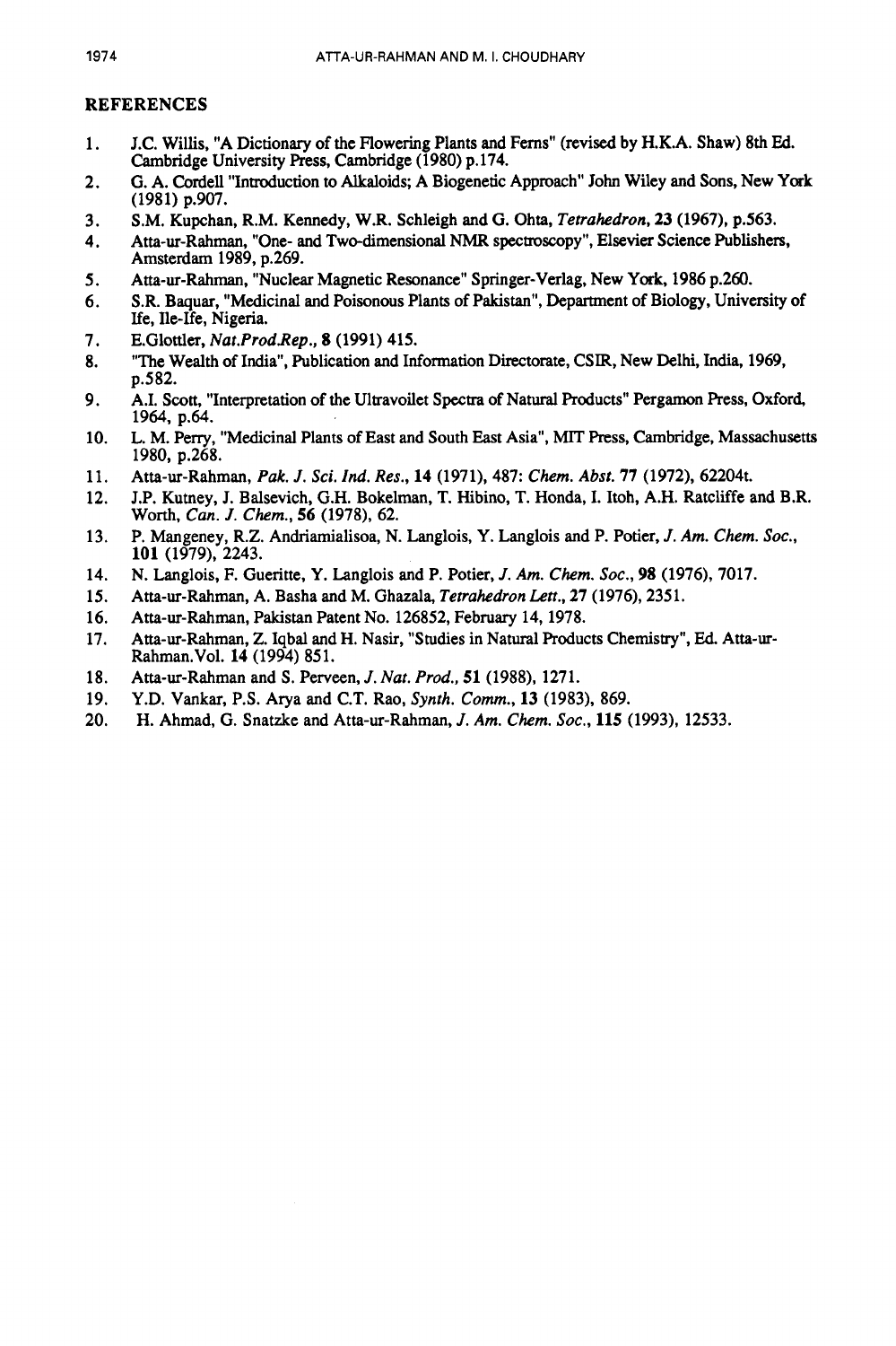## REFERENCES

1. J.C. Willis, "A Dictionary of the Flowering Plants and Ferns" (revised by H.K.A. Shaw) 8th Ed. Cambridge University Press, Cambridge (1980) p.174.
2. G. A. Cordell "Introduction to Alkaloids; A Biogenetic Approach" John Wiley and Sons, New York (1981) p.907.
3. S.M. Kupchan, R.M. Kennedy, W.R. Schleigh and G. Ohta, *Tetrahedron*, **23** (1967), p.563.
4. Atta-ur-Rahman, "One- and Two-dimensional NMR spectroscopy", Elsevier Science Publishers, Amsterdam 1989, p.269.
5. Atta-ur-Rahman, "Nuclear Magnetic Resonance" Springer-Verlag, New York, 1986 p.260.
6. S.R. Baquar, "Medicinal and Poisonous Plants of Pakistan", Department of Biology, University of Ife, Ile-Ife, Nigeria.
7. E.Glottler, *Nat.Prod.Rep.*, **8** (1991) 415.
8. "The Wealth of India", Publication and Information Directorate, CSIR, New Delhi, India, 1969, p.582.
9. A.I. Scott, "Interpretation of the Ultravoilet Spectra of Natural Products" Pergamon Press, Oxford, 1964, p.64.
10. L. M. Perry, "Medicinal Plants of East and South East Asia", MIT Press, Cambridge, Massachusetts 1980, p.268.
11. Atta-ur-Rahman, *Pak. J. Sci. Ind. Res.*, **14** (1971), 487: *Chem. Abst.* **77** (1972), 62204t.
12. J.P. Kutney, J. Balsevich, G.H. Bokelman, T. Hibino, T. Honda, I. Itoh, A.H. Ratcliffe and B.R. Worth, *Can. J. Chem.*, **56** (1978), 62.
13. P. Mangeney, R.Z. Andriamialisoa, N. Langlois, Y. Langlois and P. Potier, *J. Am. Chem. Soc.*, **101** (1979), 2243.
14. N. Langlois, F. Gueritte, Y. Langlois and P. Potier, *J. Am. Chem. Soc.*, **98** (1976), 7017.
15. Atta-ur-Rahman, A. Basha and M. Ghazala, *Tetrahedron Lett.*, **27** (1976), 2351.
16. Atta-ur-Rahman, Pakistan Patent No. 126852, February 14, 1978.
17. Atta-ur-Rahman, Z. Iqbal and H. Nasir, "Studies in Natural Products Chemistry", Ed. Atta-ur-Rahman.Vol. **14** (1994) 851.
18. Atta-ur-Rahman and S. Perveen, *J. Nat. Prod.*, **51** (1988), 1271.
19. Y.D. Vankar, P.S. Arya and C.T. Rao, *Synth. Comm.*, **13** (1983), 869.
20. H. Ahmad, G. Snatzke and Atta-ur-Rahman, *J. Am. Chem. Soc.*, **115** (1993), 12533.